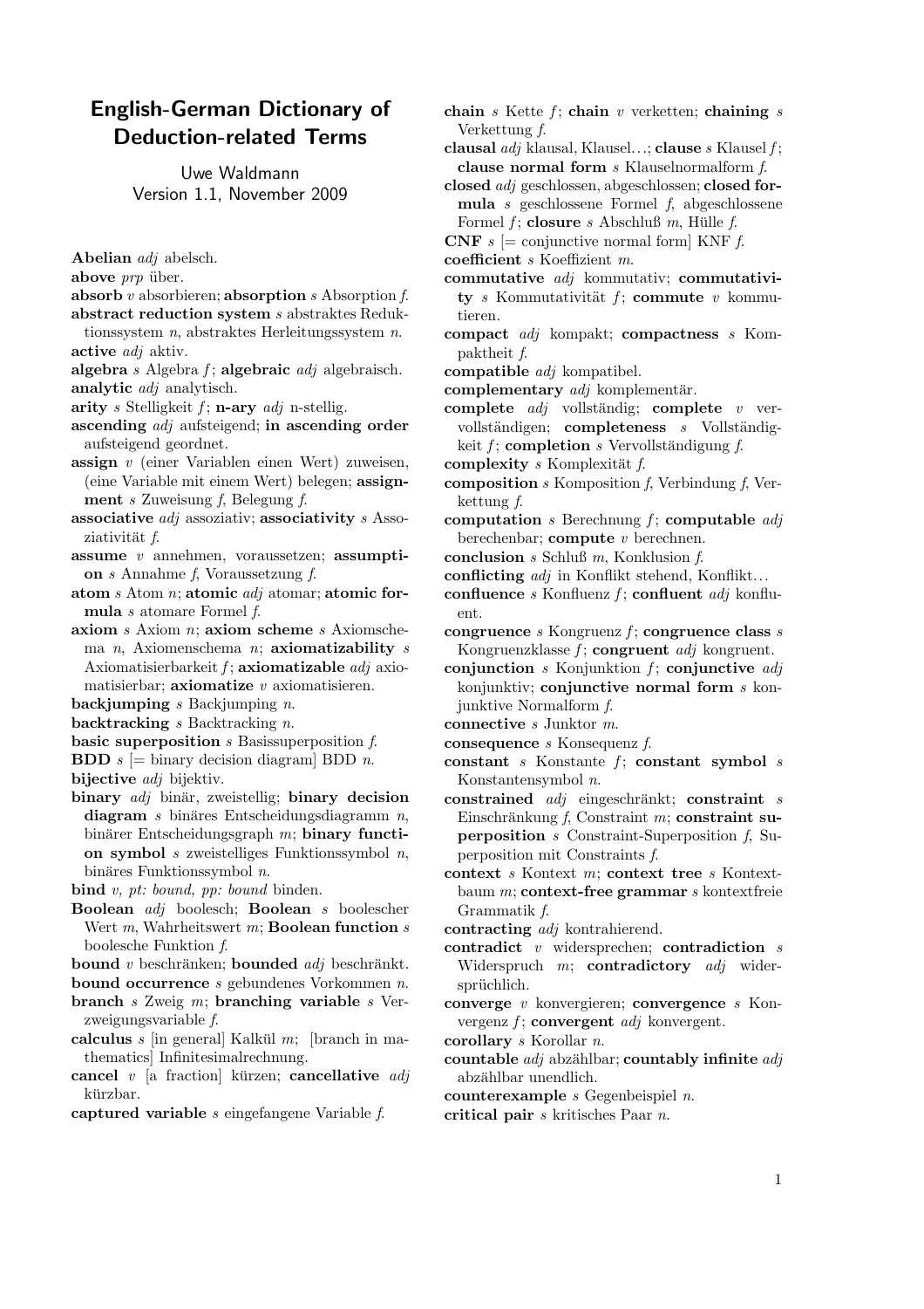# English-German Dictionary of Deduction-related Terms

Uwe Waldmann
Version 1.1, November 2009

**Abelian** *adj* abelsch.

**above** *prp* über.

**absorb** *v* absorbieren; **absorption** *s* Absorption *f*.

**abstract reduction system** *s* abstraktes Reduktionssystem *n*, abstraktes Herleitungssystem *n*.

**active** *adj* aktiv.

**algebra** *s* Algebra *f*; **algebraic** *adj* algebraisch.

**analytic** *adj* analytisch.

**arity** *s* Stelligkeit *f*; **n-ary** *adj* n-stellig.

**ascending** *adj* aufsteigend; **in ascending order** aufsteigend geordnet.

**assign** *v* (einer Variablen einen Wert) zuweisen, (eine Variable mit einem Wert) belegen; **assignment** *s* Zuweisung *f*, Belegung *f*.

**associative** *adj* assoziativ; **associativity** *s* Assoziativität *f*.

**assume** *v* annehmen, voraussetzen; **assumption** *s* Annahme *f*, Voraussetzung *f*.

**atom** *s* Atom *n*; **atomic** *adj* atomar; **atomic formula** *s* atomare Formel *f*.

**axiom** *s* Axiom *n*; **axiom scheme** *s* Axiomschema *n*, Axiomenschema *n*; **axiomatizability** *s* Axiomatisierbarkeit *f*; **axiomatizable** *adj* axiomatisierbar; **axiomatize** *v* axiomatisieren.

**backjumping** *s* Backjumping *n*.

**backtracking** *s* Backtracking *n*.

**basic superposition** *s* Basissuperposition *f*.

**BDD** *s* [= binary decision diagram] BDD *n*.

**bijective** *adj* bijektiv.

**binary** *adj* binär, zweistellig; **binary decision diagram** *s* binäres Entscheidungsdiagramm *n*, binärer Entscheidungsgraph *m*; **binary function symbol** *s* zweistelliges Funktionssymbol *n*, binäres Funktionssymbol *n*.

**bind** *v, pt: bound, pp: bound* binden.

**Boolean** *adj* boolesch; **Boolean** *s* boolescher Wert *m*, Wahrheitswert *m*; **Boolean function** *s* boolesche Funktion *f*.

**bound** *v* beschränken; **bounded** *adj* beschränkt.

**bound occurrence** *s* gebundenes Vorkommen *n*.

**branch** *s* Zweig *m*; **branching variable** *s* Verzweigungsvariable *f*.

**calculus** *s* [in general] Kalkül *m*; [branch in mathematics] Infinitesimalrechnung.

**cancel** *v* [a fraction] kürzen; **cancellative** *adj* kürzbar.

**captured variable** *s* eingefangene Variable *f*.

**chain** *s* Kette *f*; **chain** *v* verketten; **chaining** *s* Verkettung *f*.

**clausal** *adj* klausal, Klausel…; **clause** *s* Klausel *f*; **clause normal form** *s* Klauselnormalform *f*.

**closed** *adj* geschlossen, abgeschlossen; **closed formula** *s* geschlossene Formel *f*, abgeschlossene Formel *f*; **closure** *s* Abschluß *m*, Hülle *f*.

**CNF** *s* [= conjunctive normal form] KNF *f*.

**coefficient** *s* Koeffizient *m*.

**commutative** *adj* kommutativ; **commutativity** *s* Kommutativität *f*; **commute** *v* kommutieren.

**compact** *adj* kompakt; **compactness** *s* Kompaktheit *f*.

**compatible** *adj* kompatibel.

**complementary** *adj* komplementär.

**complete** *adj* vollständig; **complete** *v* vervollständigen; **completeness** *s* Vollständigkeit *f*; **completion** *s* Vervollständigung *f*.

**complexity** *s* Komplexität *f*.

**composition** *s* Komposition *f*, Verbindung *f*, Verkettung *f*.

**computation** *s* Berechnung *f*; **computable** *adj* berechenbar; **compute** *v* berechnen.

**conclusion** *s* Schluß *m*, Konklusion *f*.

**conflicting** *adj* in Konflikt stehend, Konflikt…

**confluence** *s* Konfluenz *f*; **confluent** *adj* konfluent.

**congruence** *s* Kongruenz *f*; **congruence class** *s* Kongruenzklasse *f*; **congruent** *adj* kongruent.

**conjunction** *s* Konjunktion *f*; **conjunctive** *adj* konjunktiv; **conjunctive normal form** *s* konjunktive Normalform *f*.

**connective** *s* Junktor *m*.

**consequence** *s* Konsequenz *f*.

**constant** *s* Konstante *f*; **constant symbol** *s* Konstantensymbol *n*.

**constrained** *adj* eingeschränkt; **constraint** *s* Einschränkung *f*, Constraint *m*; **constraint superposition** *s* Constraint-Superposition *f*, Superposition mit Constraints *f*.

**context** *s* Kontext *m*; **context tree** *s* Kontextbaum *m*; **context-free grammar** *s* kontextfreie Grammatik *f*.

**contracting** *adj* kontrahierend.

**contradict** *v* widersprechen; **contradiction** *s* Widerspruch *m*; **contradictory** *adj* widersprüchlich.

**converge** *v* konvergieren; **convergence** *s* Konvergenz *f*; **convergent** *adj* konvergent.

**corollary** *s* Korollar *n*.

**countable** *adj* abzählbar; **countably infinite** *adj* abzählbar unendlich.

**counterexample** *s* Gegenbeispiel *n*.

**critical pair** *s* kritisches Paar *n*.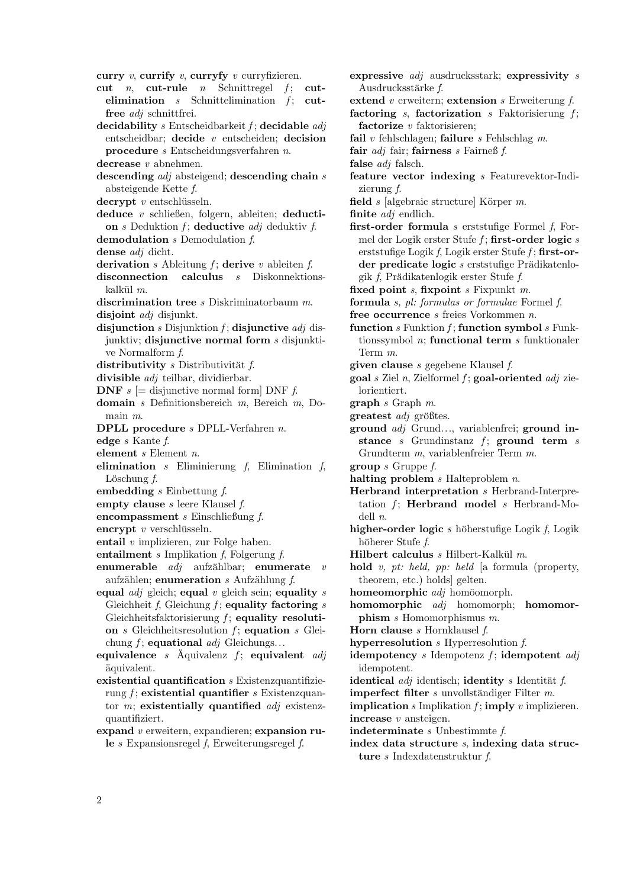**curry** *v*, **currify** *v*, **curryfy** *v* curryfizieren.

**cut** *n*, **cut-rule** *n* Schnittregel *f*; **cut-elimination** *s* Schnittelimination *f*; **cut-free** *adj* schnittfrei.

**decidability** *s* Entscheidbarkeit *f*; **decidable** *adj* entscheidbar; **decide** *v* entscheiden; **decision procedure** *s* Entscheidungsverfahren *n*.

**decrease** *v* abnehmen.

**descending** *adj* absteigend; **descending chain** *s* absteigende Kette *f*.

**decrypt** *v* entschlüsseln.

**deduce** *v* schließen, folgern, ableiten; **deduction** *s* Deduktion *f*; **deductive** *adj* deduktiv *f*.

**demodulation** *s* Demodulation *f*.

**dense** *adj* dicht.

**derivation** *s* Ableitung *f*; **derive** *v* ableiten *f*.

**disconnection calculus** *s* Diskonnektionskalkül *m*.

**discrimination tree** *s* Diskriminatorbaum *m*.

**disjoint** *adj* disjunkt.

**disjunction** *s* Disjunktion *f*; **disjunctive** *adj* disjunktiv; **disjunctive normal form** *s* disjunktive Normalform *f*.

**distributivity** *s* Distributivität *f*.

**divisible** *adj* teilbar, dividierbar.

**DNF** *s* [= disjunctive normal form] DNF *f*.

**domain** *s* Definitionsbereich *m*, Bereich *m*, Domain *m*.

**DPLL procedure** *s* DPLL-Verfahren *n*.

**edge** *s* Kante *f*.

**element** *s* Element *n*.

**elimination** *s* Eliminierung *f*, Elimination *f*, Löschung *f*.

**embedding** *s* Einbettung *f*.

**empty clause** *s* leere Klausel *f*.

**encompassment** *s* Einschließung *f*.

**encrypt** *v* verschlüsseln.

**entail** *v* implizieren, zur Folge haben.

**entailment** *s* Implikation *f*, Folgerung *f*.

**enumerable** *adj* aufzählbar; **enumerate** *v* aufzählen; **enumeration** *s* Aufzählung *f*.

**equal** *adj* gleich; **equal** *v* gleich sein; **equality** *s* Gleichheit *f*, Gleichung *f*; **equality factoring** *s* Gleichheitsfaktorisierung *f*; **equality resolution** *s* Gleichheitsresolution *f*; **equation** *s* Gleichung *f*; **equational** *adj* Gleichungs…

**equivalence** *s* Äquivalenz *f*; **equivalent** *adj* äquivalent.

**existential quantification** *s* Existenzquantifizierung *f*; **existential quantifier** *s* Existenzquantor *m*; **existentially quantified** *adj* existenzquantifiziert.

**expand** *v* erweitern, expandieren; **expansion rule** *s* Expansionsregel *f*, Erweiterungsregel *f*.

**expressive** *adj* ausdrucksstark; **expressivity** *s* Ausdrucksstärke *f*.

**extend** *v* erweitern; **extension** *s* Erweiterung *f*.

**factoring** *s*, **factorization** *s* Faktorisierung *f*; **factorize** *v* faktorisieren;

**fail** *v* fehlschlagen; **failure** *s* Fehlschlag *m*.

**fair** *adj* fair; **fairness** *s* Fairneß *f*.

**false** *adj* falsch.

**feature vector indexing** *s* Featurevektor-Indizierung *f*.

**field** *s* [algebraic structure] Körper *m*.

**finite** *adj* endlich.

**first-order formula** *s* erststufige Formel *f*, Formel der Logik erster Stufe *f*; **first-order logic** *s* erststufige Logik *f*, Logik erster Stufe *f*; **first-order predicate logic** *s* erststufige Prädikatenlogik *f*, Prädikatenlogik erster Stufe *f*.

**fixed point** *s*, **fixpoint** *s* Fixpunkt *m*.

**formula** *s, pl: formulas or formulae* Formel *f*.

**free occurrence** *s* freies Vorkommen *n*.

**function** *s* Funktion *f*; **function symbol** *s* Funktionssymbol *n*; **functional term** *s* funktionaler Term *m*.

**given clause** *s* gegebene Klausel *f*.

**goal** *s* Ziel *n*, Zielformel *f*; **goal-oriented** *adj* zielorientiert.

**graph** *s* Graph *m*.

**greatest** *adj* größtes.

**ground** *adj* Grund…, variablenfrei; **ground instance** *s* Grundinstanz *f*; **ground term** *s* Grundterm *m*, variablenfreier Term *m*.

**group** *s* Gruppe *f*.

**halting problem** *s* Halteproblem *n*.

**Herbrand interpretation** *s* Herbrand-Interpretation *f*; **Herbrand model** *s* Herbrand-Modell *n*.

**higher-order logic** *s* höherstufige Logik *f*, Logik höherer Stufe *f*.

**Hilbert calculus** *s* Hilbert-Kalkül *m*.

**hold** *v, pt: held, pp: held* [a formula (property, theorem, etc.) holds] gelten.

**homeomorphic** *adj* homöomorph.

**homomorphic** *adj* homomorph; **homomorphism** *s* Homomorphismus *m*.

**Horn clause** *s* Hornklausel *f*.

**hyperresolution** *s* Hyperresolution *f*.

**idempotency** *s* Idempotenz *f*; **idempotent** *adj* idempotent.

**identical** *adj* identisch; **identity** *s* Identität *f*.

**imperfect filter** *s* unvollständiger Filter *m*.

**implication** *s* Implikation *f*; **imply** *v* implizieren.

**increase** *v* ansteigen.

**indeterminate** *s* Unbestimmte *f*.

**index data structure** *s*, **indexing data structure** *s* Indexdatenstruktur *f*.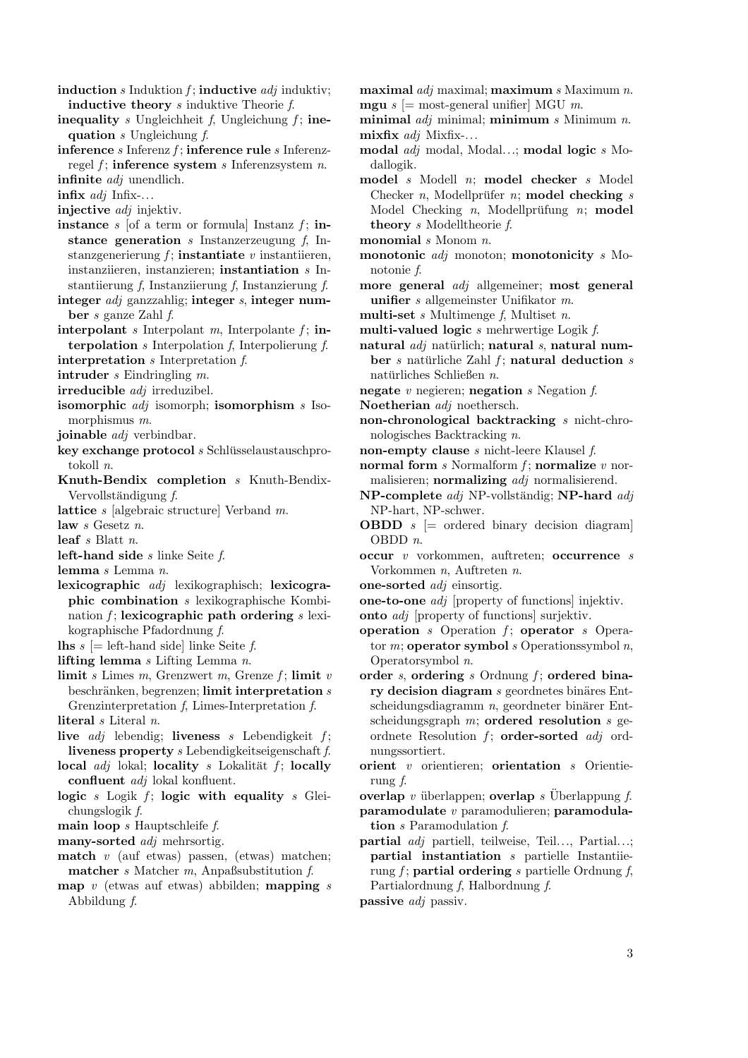**induction** *s* Induktion *f*; **inductive** *adj* induktiv; **inductive theory** *s* induktive Theorie *f.*

**inequality** *s* Ungleichheit *f*, Ungleichung *f*; **inequation** *s* Ungleichung *f.*

**inference** *s* Inferenz *f*; **inference rule** *s* Inferenzregel *f*; **inference system** *s* Inferenzsystem *n.*

**infinite** *adj* unendlich.

**infix** *adj* Infix-…

**injective** *adj* injektiv.

**instance** *s* [of a term or formula] Instanz *f*; **instance generation** *s* Instanzerzeugung *f*, Instanzgenerierung *f*; **instantiate** *v* instantiieren, instanziieren, instanzieren; **instantiation** *s* Instantiierung *f*, Instanziierung *f*, Instanzierung *f.*

**integer** *adj* ganzzahlig; **integer** *s*, **integer number** *s* ganze Zahl *f.*

**interpolant** *s* Interpolant *m*, Interpolante *f*; **interpolation** *s* Interpolation *f*, Interpolierung *f.*

**interpretation** *s* Interpretation *f.*

**intruder** *s* Eindringling *m.*

**irreducible** *adj* irreduzibel.

**isomorphic** *adj* isomorph; **isomorphism** *s* Isomorphismus *m.*

**joinable** *adj* verbindbar.

**key exchange protocol** *s* Schlüsselaustauschprotokoll *n.*

**Knuth-Bendix completion** *s* Knuth-Bendix-Vervollständigung *f.*

**lattice** *s* [algebraic structure] Verband *m.*

**law** *s* Gesetz *n.*

**leaf** *s* Blatt *n.*

**left-hand side** *s* linke Seite *f.*

**lemma** *s* Lemma *n.*

**lexicographic** *adj* lexikographisch; **lexicographic combination** *s* lexikographische Kombination *f*; **lexicographic path ordering** *s* lexikographische Pfadordnung *f.*

**lhs** *s* [= left-hand side] linke Seite *f.*

**lifting lemma** *s* Lifting Lemma *n.*

**limit** *s* Limes *m*, Grenzwert *m*, Grenze *f*; **limit** *v* beschränken, begrenzen; **limit interpretation** *s* Grenzinterpretation *f*, Limes-Interpretation *f.*

**literal** *s* Literal *n.*

**live** *adj* lebendig; **liveness** *s* Lebendigkeit *f*; **liveness property** *s* Lebendigkeitseigenschaft *f.*

**local** *adj* lokal; **locality** *s* Lokalität *f*; **locally confluent** *adj* lokal konfluent.

**logic** *s* Logik *f*; **logic with equality** *s* Gleichungslogik *f.*

**main loop** *s* Hauptschleife *f.*

**many-sorted** *adj* mehrsortig.

**match** *v* (auf etwas) passen, (etwas) matchen; **matcher** *s* Matcher *m*, Anpaßsubstitution *f.*

**map** *v* (etwas auf etwas) abbilden; **mapping** *s* Abbildung *f.*

**maximal** *adj* maximal; **maximum** *s* Maximum *n.*

**mgu** *s* [= most-general unifier] MGU *m.*

**minimal** *adj* minimal; **minimum** *s* Minimum *n.*

**mixfix** *adj* Mixfix-…

**modal** *adj* modal, Modal…; **modal logic** *s* Modallogik.

**model** *s* Modell *n*; **model checker** *s* Model Checker *n*, Modellprüfer *n*; **model checking** *s* Model Checking *n*, Modellprüfung *n*; **model theory** *s* Modelltheorie *f.*

**monomial** *s* Monom *n.*

**monotonic** *adj* monoton; **monotonicity** *s* Monotonie *f.*

**more general** *adj* allgemeiner; **most general unifier** *s* allgemeinster Unifikator *m.*

**multi-set** *s* Multimenge *f*, Multiset *n.*

**multi-valued logic** *s* mehrwertige Logik *f.*

**natural** *adj* natürlich; **natural** *s*, **natural number** *s* natürliche Zahl *f*; **natural deduction** *s* natürliches Schließen *n.*

**negate** *v* negieren; **negation** *s* Negation *f.*

**Noetherian** *adj* noethersch.

**non-chronological backtracking** *s* nicht-chronologisches Backtracking *n.*

**non-empty clause** *s* nicht-leere Klausel *f.*

**normal form** *s* Normalform *f*; **normalize** *v* normalisieren; **normalizing** *adj* normalisierend.

**NP-complete** *adj* NP-vollständig; **NP-hard** *adj* NP-hart, NP-schwer.

**OBDD** *s* [= ordered binary decision diagram] OBDD *n.*

**occur** *v* vorkommen, auftreten; **occurrence** *s* Vorkommen *n*, Auftreten *n.*

**one-sorted** *adj* einsortig.

**one-to-one** *adj* [property of functions] injektiv.

**onto** *adj* [property of functions] surjektiv.

**operation** *s* Operation *f*; **operator** *s* Operator *m*; **operator symbol** *s* Operationssymbol *n*, Operatorsymbol *n.*

**order** *s*, **ordering** *s* Ordnung *f*; **ordered binary decision diagram** *s* geordnetes binäres Entscheidungsdiagramm *n*, geordneter binärer Entscheidungsgraph *m*; **ordered resolution** *s* geordnete Resolution *f*; **order-sorted** *adj* ordnungssortiert.

**orient** *v* orientieren; **orientation** *s* Orientierung *f.*

**overlap** *v* überlappen; **overlap** *s* Überlappung *f.*

**paramodulate** *v* paramodulieren; **paramodulation** *s* Paramodulation *f.*

**partial** *adj* partiell, teilweise, Teil…, Partial…; **partial instantiation** *s* partielle Instantiierung *f*; **partial ordering** *s* partielle Ordnung *f*, Partialordnung *f*, Halbordnung *f.*

**passive** *adj* passiv.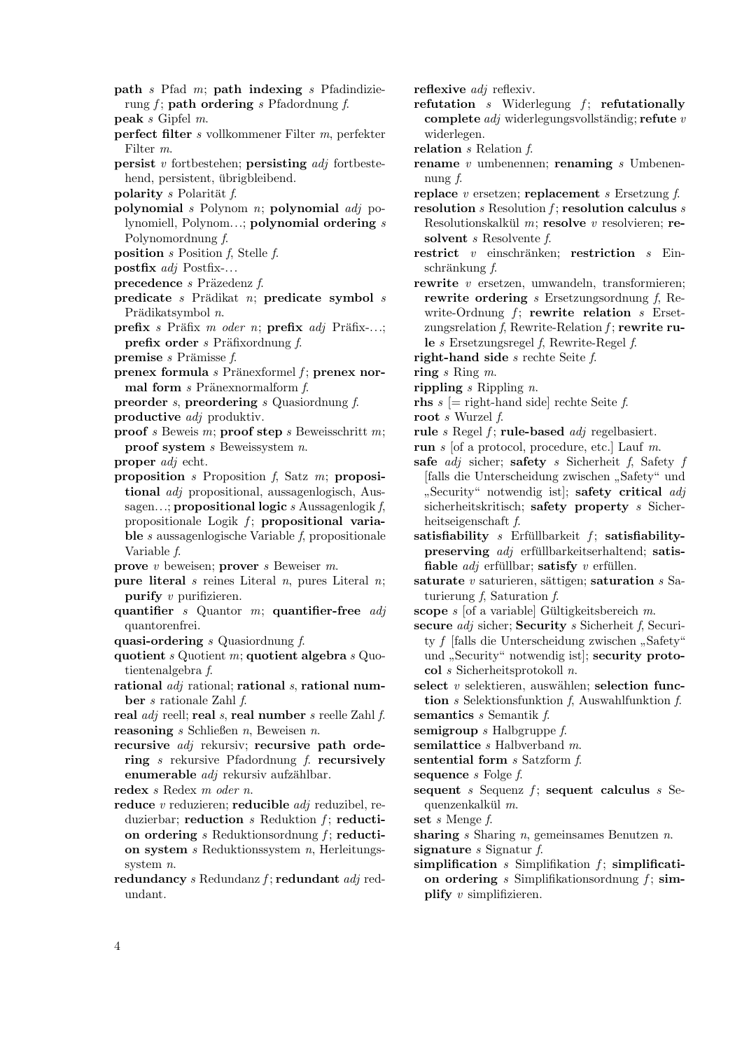**path** *s* Pfad *m*; **path indexing** *s* Pfadindizierung *f*; **path ordering** *s* Pfadordnung *f*.

**peak** *s* Gipfel *m*.

**perfect filter** *s* vollkommener Filter *m*, perfekter Filter *m*.

**persist** *v* fortbestehen; **persisting** *adj* fortbestehend, persistent, übrigbleibend.

**polarity** *s* Polarität *f*.

**polynomial** *s* Polynom *n*; **polynomial** *adj* polynomiell, Polynom…; **polynomial ordering** *s* Polynomordnung *f*.

**position** *s* Position *f*, Stelle *f*.

**postfix** *adj* Postfix-…

**precedence** *s* Präzedenz *f*.

**predicate** *s* Prädikat *n*; **predicate symbol** *s* Prädikatsymbol *n*.

**prefix** *s* Präfix *m oder n*; **prefix** *adj* Präfix-…; **prefix order** *s* Präfixordnung *f*.

**premise** *s* Prämisse *f*.

**prenex formula** *s* Pränexformel *f*; **prenex normal form** *s* Pränexnormalform *f*.

**preorder** *s*, **preordering** *s* Quasiordnung *f*.

**productive** *adj* produktiv.

**proof** *s* Beweis *m*; **proof step** *s* Beweisschritt *m*; **proof system** *s* Beweissystem *n*.

**proper** *adj* echt.

**proposition** *s* Proposition *f*, Satz *m*; **propositional** *adj* propositional, aussagenlogisch, Aussagen…; **propositional logic** *s* Aussagenlogik *f*, propositionale Logik *f*; **propositional variable** *s* aussagenlogische Variable *f*, propositionale Variable *f*.

**prove** *v* beweisen; **prover** *s* Beweiser *m*.

**pure literal** *s* reines Literal *n*, pures Literal *n*; **purify** *v* purifizieren.

**quantifier** *s* Quantor *m*; **quantifier-free** *adj* quantorenfrei.

**quasi-ordering** *s* Quasiordnung *f*.

**quotient** *s* Quotient *m*; **quotient algebra** *s* Quotientenalgebra *f*.

**rational** *adj* rational; **rational** *s*, **rational number** *s* rationale Zahl *f*.

**real** *adj* reell; **real** *s*, **real number** *s* reelle Zahl *f*.

**reasoning** *s* Schließen *n*, Beweisen *n*.

**recursive** *adj* rekursiv; **recursive path ordering** *s* rekursive Pfadordnung *f*. **recursively enumerable** *adj* rekursiv aufzählbar.

**redex** *s* Redex *m oder n*.

**reduce** *v* reduzieren; **reducible** *adj* reduzibel, reduzierbar; **reduction** *s* Reduktion *f*; **reduction ordering** *s* Reduktionsordnung *f*; **reduction system** *s* Reduktionssystem *n*, Herleitungssystem *n*.

**redundancy** *s* Redundanz *f*; **redundant** *adj* redundant.

**reflexive** *adj* reflexiv.

**refutation** *s* Widerlegung *f*; **refutationally complete** *adj* widerlegungsvollständig; **refute** *v* widerlegen.

**relation** *s* Relation *f*.

**rename** *v* umbenennen; **renaming** *s* Umbenennung *f*.

**replace** *v* ersetzen; **replacement** *s* Ersetzung *f*.

**resolution** *s* Resolution *f*; **resolution calculus** *s* Resolutionskalkül *m*; **resolve** *v* resolvieren; **resolvent** *s* Resolvente *f*.

**restrict** *v* einschränken; **restriction** *s* Einschränkung *f*.

**rewrite** *v* ersetzen, umwandeln, transformieren; **rewrite ordering** *s* Ersetzungsordnung *f*, Rewrite-Ordnung *f*; **rewrite relation** *s* Ersetzungsrelation *f*, Rewrite-Relation *f*; **rewrite rule** *s* Ersetzungsregel *f*, Rewrite-Regel *f*.

**right-hand side** *s* rechte Seite *f*.

**ring** *s* Ring *m*.

**rippling** *s* Rippling *n*.

**rhs** *s* [= right-hand side] rechte Seite *f*.

**root** *s* Wurzel *f*.

**rule** *s* Regel *f*; **rule-based** *adj* regelbasiert.

**run** *s* [of a protocol, procedure, etc.] Lauf *m*.

**safe** *adj* sicher; **safety** *s* Sicherheit *f*, Safety *f* [falls die Unterscheidung zwischen „Safety“ und „Security“ notwendig ist]; **safety critical** *adj* sicherheitskritisch; **safety property** *s* Sicherheitseigenschaft *f*.

**satisfiability** *s* Erfüllbarkeit *f*; **satisfiability-preserving** *adj* erfüllbarkeitserhaltend; **satisfiable** *adj* erfüllbar; **satisfy** *v* erfüllen.

**saturate** *v* saturieren, sättigen; **saturation** *s* Saturierung *f*, Saturation *f*.

**scope** *s* [of a variable] Gültigkeitsbereich *m*.

**secure** *adj* sicher; **Security** *s* Sicherheit *f*, Security *f* [falls die Unterscheidung zwischen „Safety“ und „Security“ notwendig ist]; **security protocol** *s* Sicherheitsprotokoll *n*.

**select** *v* selektieren, auswählen; **selection function** *s* Selektionsfunktion *f*, Auswahlfunktion *f*.

**semantics** *s* Semantik *f*.

**semigroup** *s* Halbgruppe *f*.

**semilattice** *s* Halbverband *m*.

**sentential form** *s* Satzform *f*.

**sequence** *s* Folge *f*.

**sequent** *s* Sequenz *f*; **sequent calculus** *s* Sequenzenkalkül *m*.

**set** *s* Menge *f*.

**sharing** *s* Sharing *n*, gemeinsames Benutzen *n*.

**signature** *s* Signatur *f*.

**simplification** *s* Simplifikation *f*; **simplification ordering** *s* Simplifikationsordnung *f*; **simplify** *v* simplifizieren.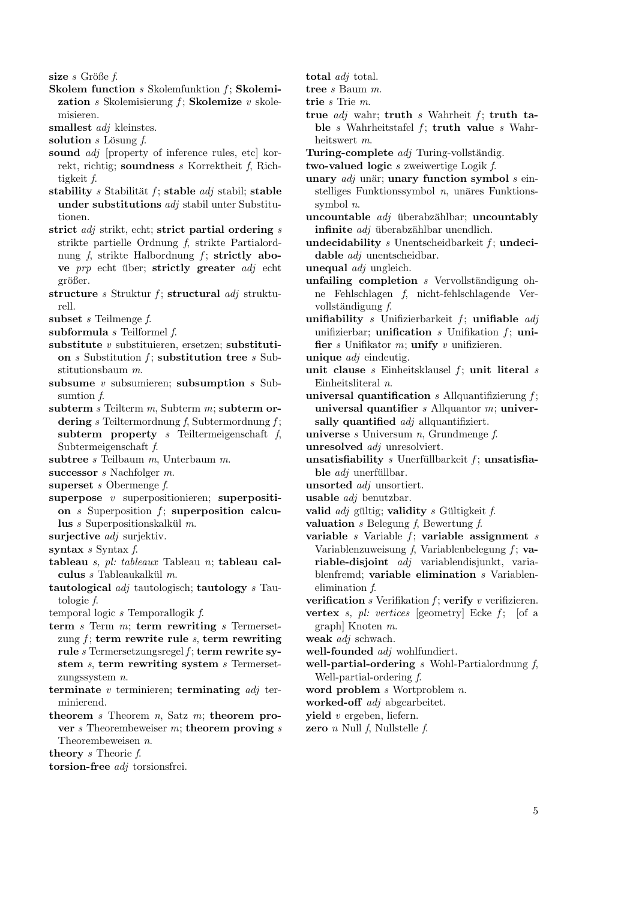**size** *s* Größe *f*.

**Skolem function** *s* Skolemfunktion *f*; **Skolemization** *s* Skolemisierung *f*; **Skolemize** *v* skolemisieren.

**smallest** *adj* kleinstes.

**solution** *s* Lösung *f*.

**sound** *adj* [property of inference rules, etc] korrekt, richtig; **soundness** *s* Korrektheit *f*, Richtigkeit *f*.

**stability** *s* Stabilität *f*; **stable** *adj* stabil; **stable under substitutions** *adj* stabil unter Substitutionen.

**strict** *adj* strikt, echt; **strict partial ordering** *s* strikte partielle Ordnung *f*, strikte Partialordnung *f*, strikte Halbordnung *f*; **strictly above** *prp* echt über; **strictly greater** *adj* echt größer.

**structure** *s* Struktur *f*; **structural** *adj* strukturell.

**subset** *s* Teilmenge *f*.

**subformula** *s* Teilformel *f*.

**substitute** *v* substituieren, ersetzen; **substitution** *s* Substitution *f*; **substitution tree** *s* Substitutionsbaum *m*.

**subsume** *v* subsumieren; **subsumption** *s* Subsumtion *f*.

**subterm** *s* Teilterm *m*, Subterm *m*; **subterm ordering** *s* Teiltermordnung *f*, Subtermordnung *f*; **subterm property** *s* Teiltermeigenschaft *f*, Subtermeigenschaft *f*.

**subtree** *s* Teilbaum *m*, Unterbaum *m*.

**successor** *s* Nachfolger *m*.

**superset** *s* Obermenge *f*.

**superpose** *v* superpositionieren; **superposition** *s* Superposition *f*; **superposition calculus** *s* Superpositionskalkül *m*.

**surjective** *adj* surjektiv.

**syntax** *s* Syntax *f*.

**tableau** *s, pl: tableaux* Tableau *n*; **tableau calculus** *s* Tableaukalkül *m*.

**tautological** *adj* tautologisch; **tautology** *s* Tautologie *f*.

temporal logic *s* Temporallogik *f*.

**term** *s* Term *m*; **term rewriting** *s* Termersetzung *f*; **term rewrite rule** *s*, **term rewriting rule** *s* Termersetzungsregel *f*; **term rewrite system** *s*, **term rewriting system** *s* Termersetzungssystem *n*.

**terminate** *v* terminieren; **terminating** *adj* terminierend.

**theorem** *s* Theorem *n*, Satz *m*; **theorem prover** *s* Theorembeweiser *m*; **theorem proving** *s* Theorembeweisen *n*.

**theory** *s* Theorie *f*.

**torsion-free** *adj* torsionsfrei.

**total** *adj* total.

**tree** *s* Baum *m*.

**trie** *s* Trie *m*.

**true** *adj* wahr; **truth** *s* Wahrheit *f*; **truth table** *s* Wahrheitstafel *f*; **truth value** *s* Wahrheitswert *m*.

**Turing-complete** *adj* Turing-vollständig.

**two-valued logic** *s* zweiwertige Logik *f*.

**unary** *adj* unär; **unary function symbol** *s* einstelliges Funktionssymbol *n*, unäres Funktionssymbol *n*.

**uncountable** *adj* überabzählbar; **uncountably infinite** *adj* überabzählbar unendlich.

**undecidability** *s* Unentscheidbarkeit *f*; **undecidable** *adj* unentscheidbar.

**unequal** *adj* ungleich.

**unfailing completion** *s* Vervollständigung ohne Fehlschlagen *f*, nicht-fehlschlagende Vervollständigung *f*.

**unifiability** *s* Unifizierbarkeit *f*; **unifiable** *adj* unifizierbar; **unification** *s* Unifikation *f*; **unifier** *s* Unifikator *m*; **unify** *v* unifizieren.

**unique** *adj* eindeutig.

**unit clause** *s* Einheitsklausel *f*; **unit literal** *s* Einheitsliteral *n*.

**universal quantification** *s* Allquantifizierung *f*; **universal quantifier** *s* Allquantor *m*; **universally quantified** *adj* allquantifiziert.

**universe** *s* Universum *n*, Grundmenge *f*.

**unresolved** *adj* unresolviert.

**unsatisfiability** *s* Unerfüllbarkeit *f*; **unsatisfiable** *adj* unerfüllbar.

**unsorted** *adj* unsortiert.

**usable** *adj* benutzbar.

**valid** *adj* gültig; **validity** *s* Gültigkeit *f*.

**valuation** *s* Belegung *f*, Bewertung *f*.

**variable** *s* Variable *f*; **variable assignment** *s* Variablenzuweisung *f*, Variablenbelegung *f*; **variable-disjoint** *adj* variablendisjunkt, variablenfremd; **variable elimination** *s* Variablenelimination *f*.

**verification** *s* Verifikation *f*; **verify** *v* verifizieren.

**vertex** *s, pl: vertices* [geometry] Ecke *f*; [of a graph] Knoten *m*.

**weak** *adj* schwach.

**well-founded** *adj* wohlfundiert.

**well-partial-ordering** *s* Wohl-Partialordnung *f*, Well-partial-ordering *f*.

**word problem** *s* Wortproblem *n*.

**worked-off** *adj* abgearbeitet.

**yield** *v* ergeben, liefern.

**zero** *n* Null *f*, Nullstelle *f*.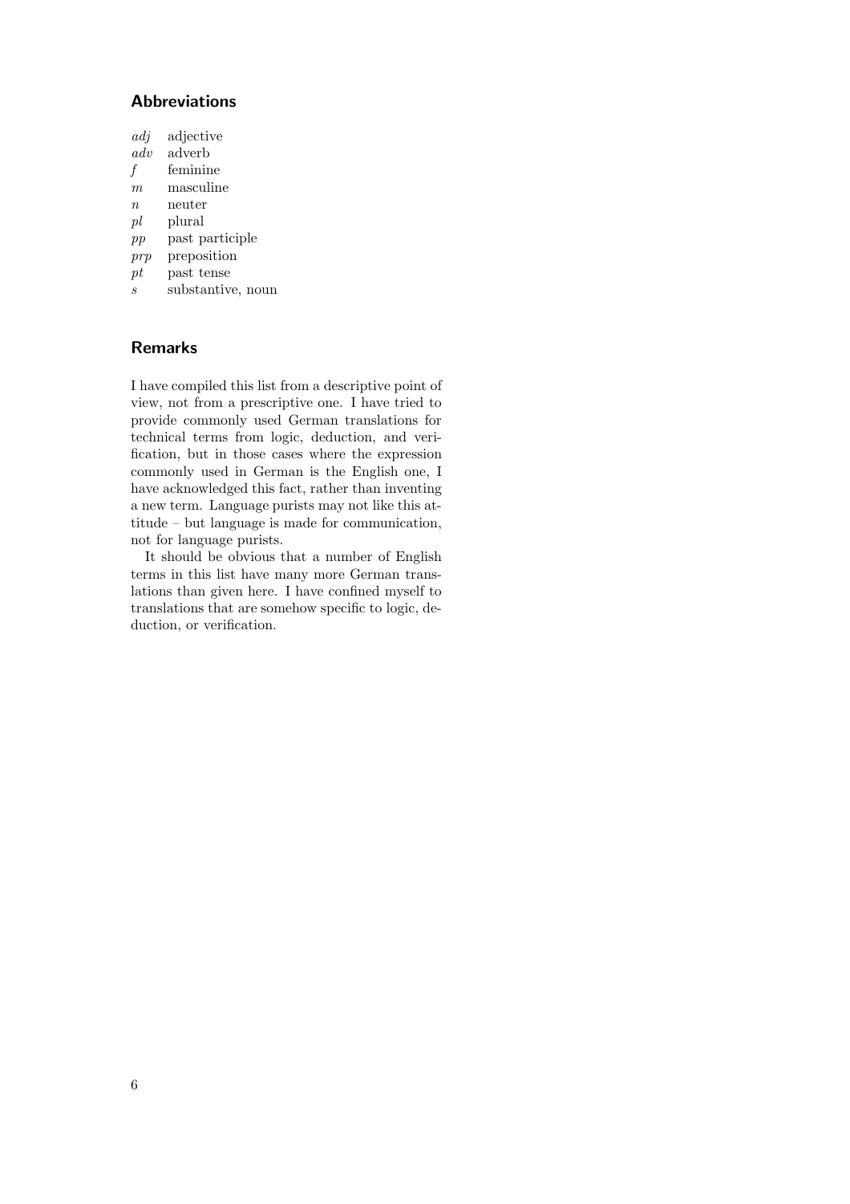## Abbreviations

| | |
|---|---|
| *adj* | adjective |
| *adv* | adverb |
| *f* | feminine |
| *m* | masculine |
| *n* | neuter |
| *pl* | plural |
| *pp* | past participle |
| *prp* | preposition |
| *pt* | past tense |
| *s* | substantive, noun |

## Remarks

I have compiled this list from a descriptive point of view, not from a prescriptive one. I have tried to provide commonly used German translations for technical terms from logic, deduction, and verification, but in those cases where the expression commonly used in German is the English one, I have acknowledged this fact, rather than inventing a new term. Language purists may not like this attitude – but language is made for communication, not for language purists.

It should be obvious that a number of English terms in this list have many more German translations than given here. I have confined myself to translations that are somehow specific to logic, deduction, or verification.